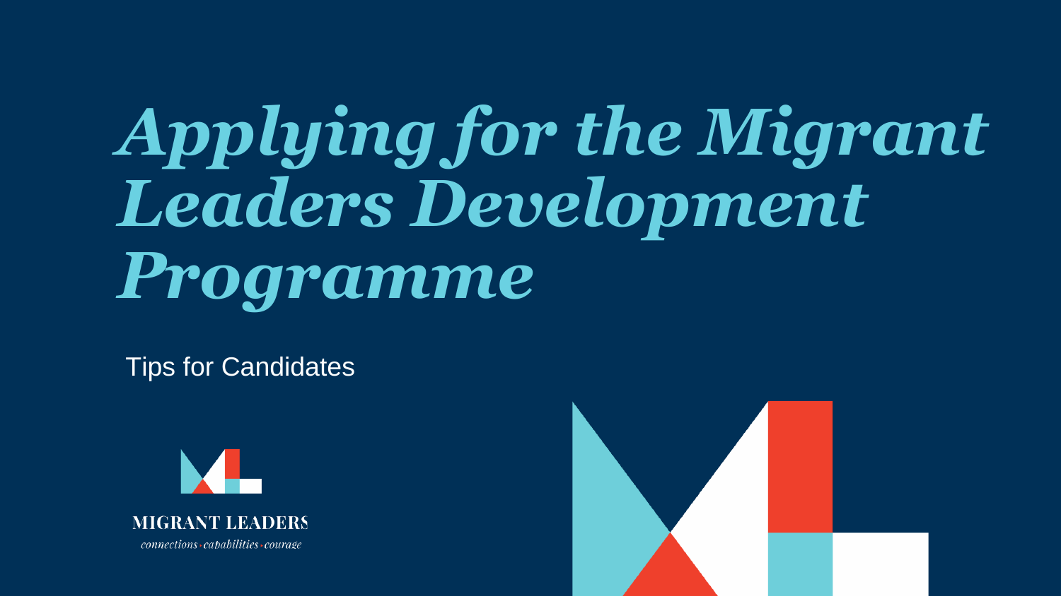# *Applying for the Migrant Leaders Development Programme*

Tips for Candidates

MIGRANT LEADERS

*connections • capabilities • courage*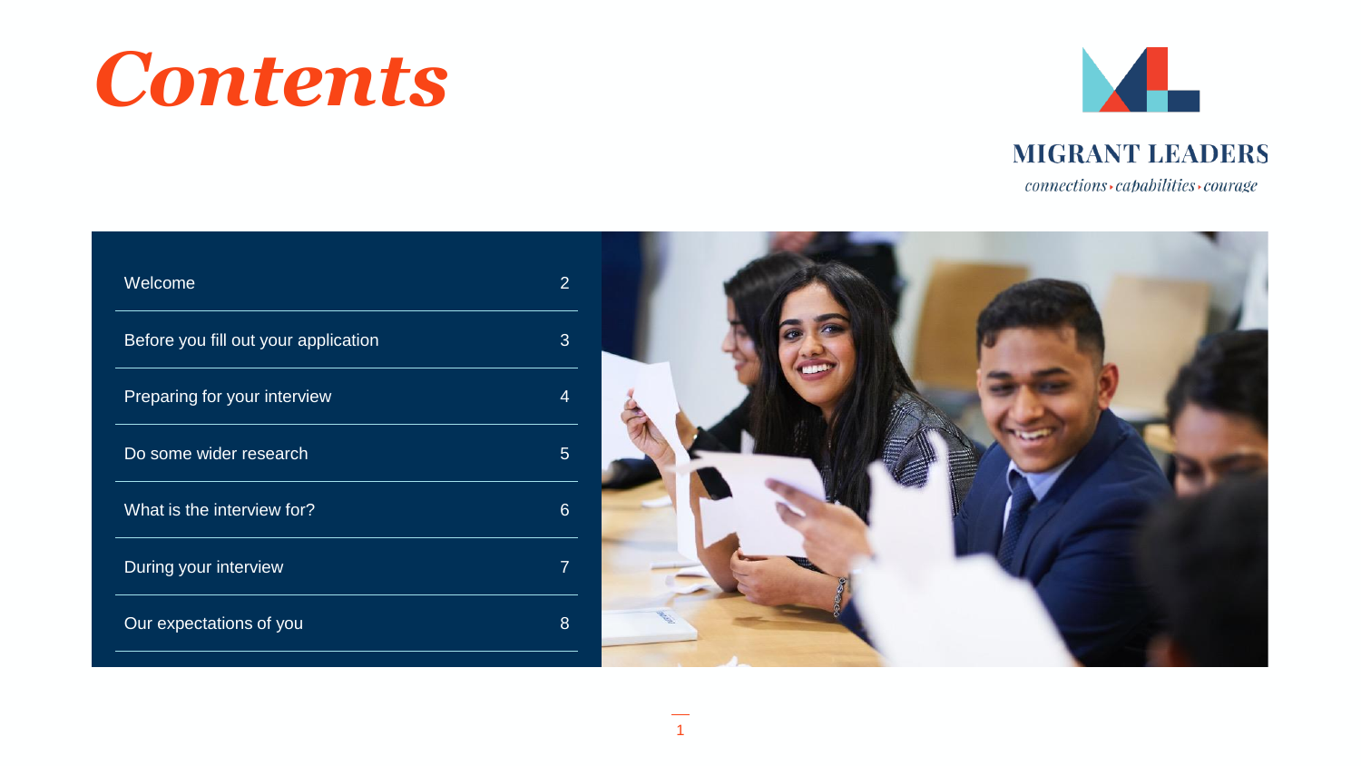# Contents

MIGRANT LEADERS

*connections › capabilities › courage*

| | |
|---|---|
| Welcome | 2 |
| Before you fill out your application | 3 |
| Preparing for your interview | 4 |
| Do some wider research | 5 |
| What is the interview for? | 6 |
| During your interview | 7 |
| Our expectations of you | 8 |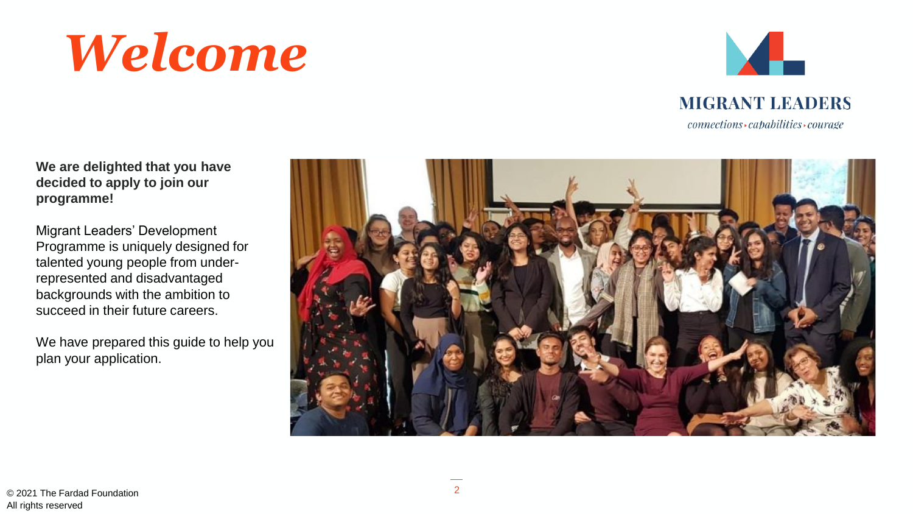# *Welcome*

MIGRANT LEADERS

*connections › capabilities › courage*

**We are delighted that you have decided to apply to join our programme!**

Migrant Leaders' Development Programme is uniquely designed for talented young people from under-represented and disadvantaged backgrounds with the ambition to succeed in their future careers.

We have prepared this guide to help you plan your application.

© 2021 The Fardad Foundation
All rights reserved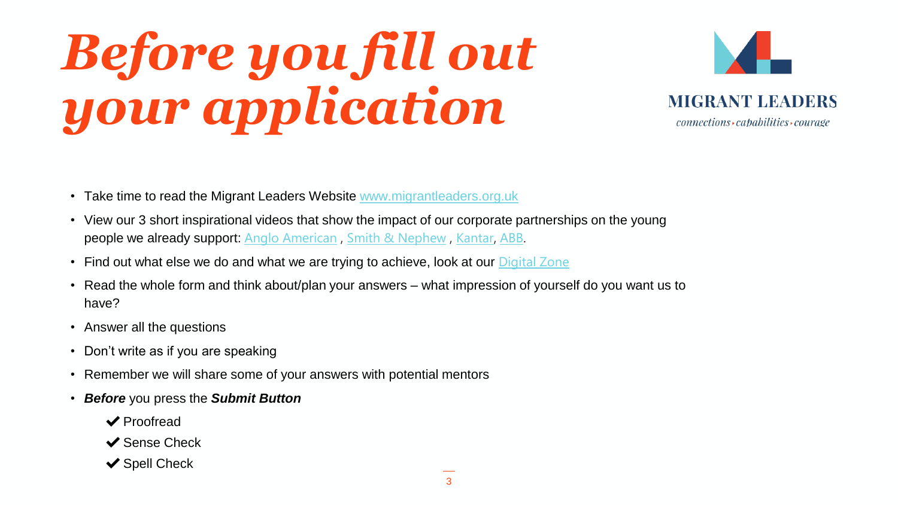# *Before you fill out your application*

MIGRANT LEADERS

*connections › capabilities › courage*

- Take time to read the Migrant Leaders Website www.migrantleaders.org.uk
- View our 3 short inspirational videos that show the impact of our corporate partnerships on the young people we already support: Anglo American , Smith & Nephew , Kantar, ABB.
- Find out what else we do and what we are trying to achieve, look at our Digital Zone
- Read the whole form and think about/plan your answers – what impression of yourself do you want us to have?
- Answer all the questions
- Don't write as if you are speaking
- Remember we will share some of your answers with potential mentors
- ***Before*** you press the ***Submit Button***
  - ✔ Proofread
  - ✔ Sense Check
  - ✔ Spell Check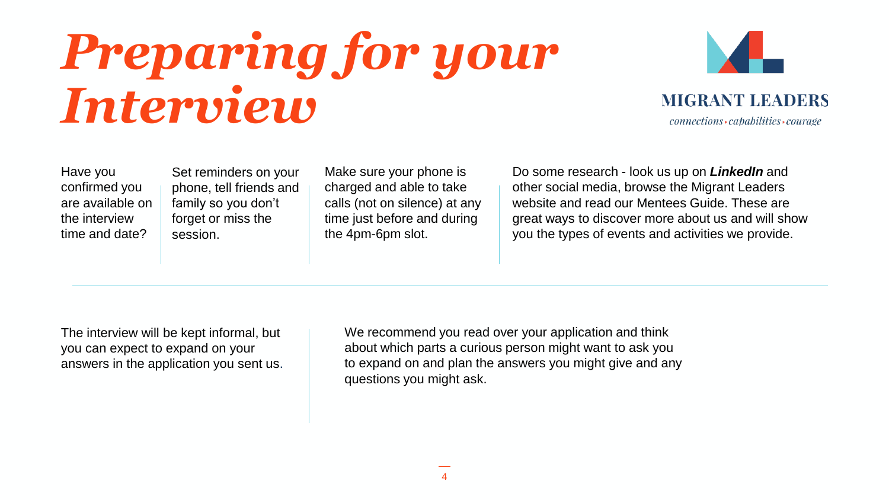# *Preparing for your Interview*

MIGRANT LEADERS

*connections • capabilities • courage*

Have you confirmed you are available on the interview time and date?

Set reminders on your phone, tell friends and family so you don't forget or miss the session.

Make sure your phone is charged and able to take calls (not on silence) at any time just before and during the 4pm-6pm slot.

Do some research - look us up on ***LinkedIn*** and other social media, browse the Migrant Leaders website and read our Mentees Guide. These are great ways to discover more about us and will show you the types of events and activities we provide.

The interview will be kept informal, but you can expect to expand on your answers in the application you sent us.

We recommend you read over your application and think about which parts a curious person might want to ask you to expand on and plan the answers you might give and any questions you might ask.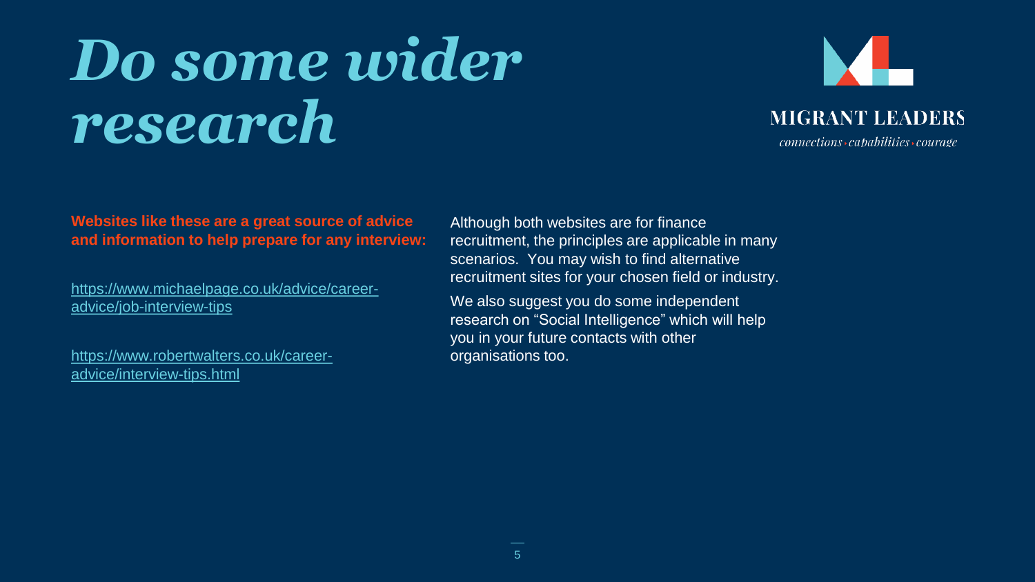# *Do some wider research*

MIGRANT LEADERS

*connections · capabilities · courage*

**Websites like these are a great source of advice and information to help prepare for any interview:**

[https://www.michaelpage.co.uk/advice/career-advice/job-interview-tips](https://www.michaelpage.co.uk/advice/career-advice/job-interview-tips)

[https://www.robertwalters.co.uk/career-advice/interview-tips.html](https://www.robertwalters.co.uk/career-advice/interview-tips.html)

Although both websites are for finance recruitment, the principles are applicable in many scenarios. You may wish to find alternative recruitment sites for your chosen field or industry.

We also suggest you do some independent research on "Social Intelligence" which will help you in your future contacts with other organisations too.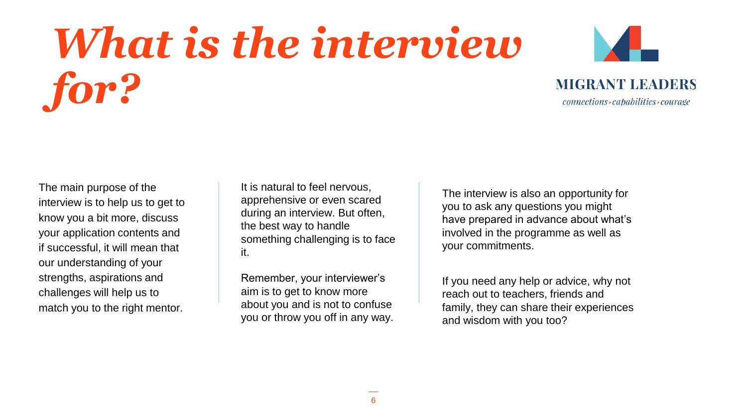# *What is the interview for?*

MIGRANT LEADERS

*connections ‣ capabilities ‣ courage*

The main purpose of the interview is to help us to get to know you a bit more, discuss your application contents and if successful, it will mean that our understanding of your strengths, aspirations and challenges will help us to match you to the right mentor.

It is natural to feel nervous, apprehensive or even scared during an interview. But often, the best way to handle something challenging is to face it.

Remember, your interviewer's aim is to get to know more about you and is not to confuse you or throw you off in any way.

The interview is also an opportunity for you to ask any questions you might have prepared in advance about what's involved in the programme as well as your commitments.

If you need any help or advice, why not reach out to teachers, friends and family, they can share their experiences and wisdom with you too?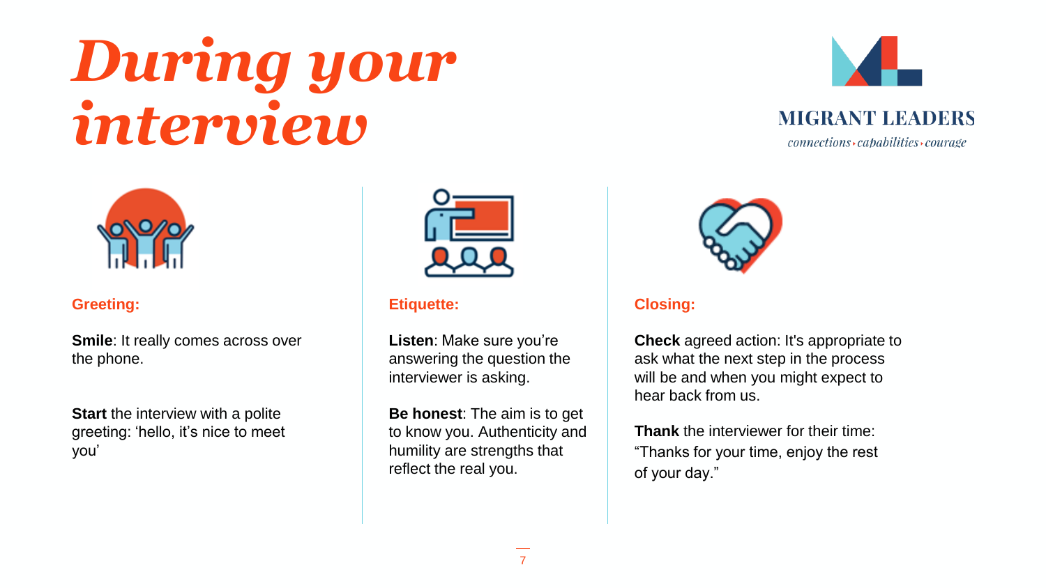# During your interview

**MIGRANT LEADERS**

*connections · capabilities · courage*

### Greeting:

**Smile**: It really comes across over the phone.

**Start** the interview with a polite greeting: 'hello, it's nice to meet you'

### Etiquette:

**Listen**: Make sure you're answering the question the interviewer is asking.

**Be honest**: The aim is to get to know you. Authenticity and humility are strengths that reflect the real you.

### Closing:

**Check** agreed action: It's appropriate to ask what the next step in the process will be and when you might expect to hear back from us.

**Thank** the interviewer for their time: "Thanks for your time, enjoy the rest of your day."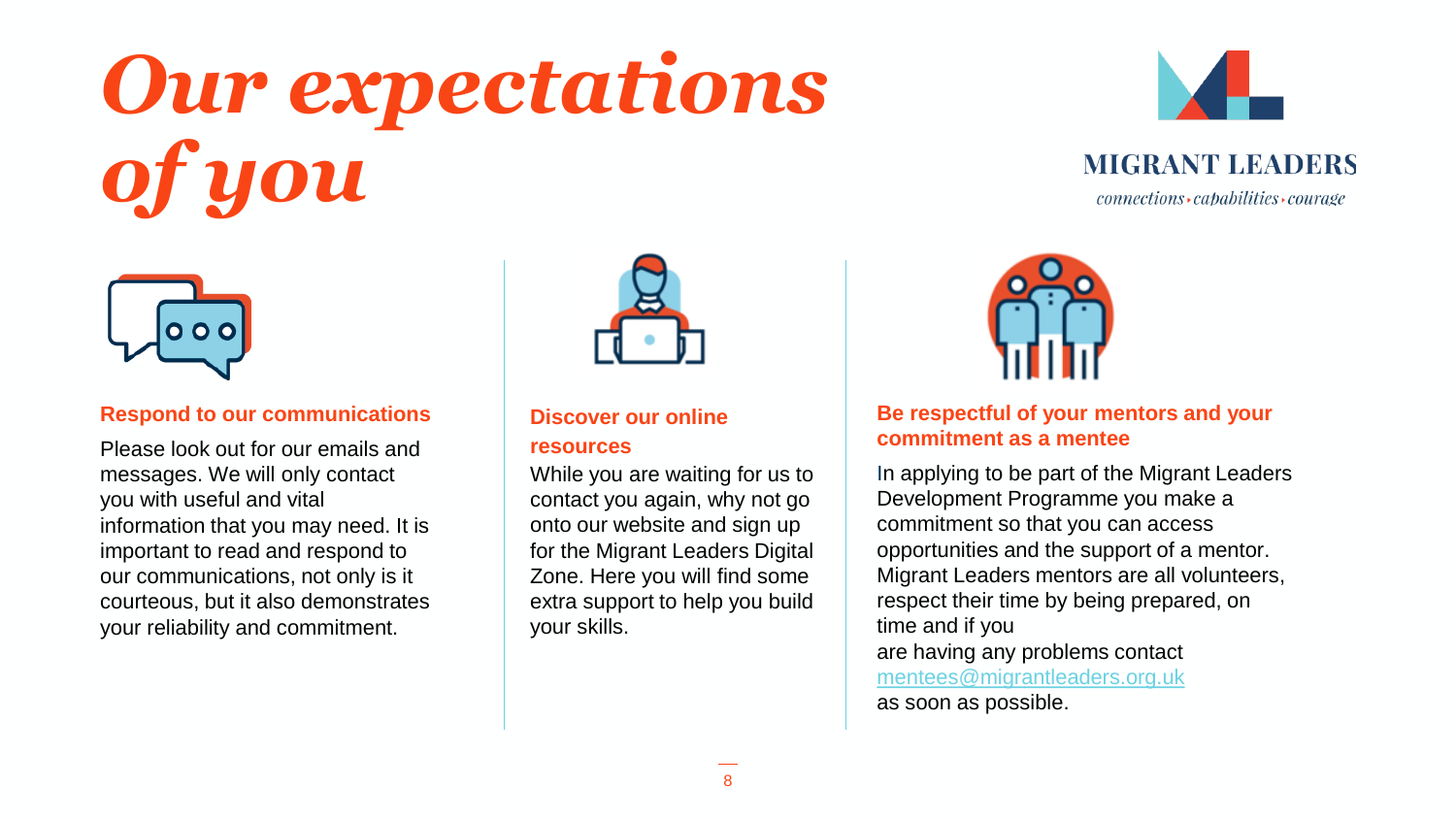# Our expectations of you

MIGRANT LEADERS

*connections › capabilities › courage*

### Respond to our communications

Please look out for our emails and messages. We will only contact you with useful and vital information that you may need. It is important to read and respond to our communications, not only is it courteous, but it also demonstrates your reliability and commitment.

### Discover our online resources

While you are waiting for us to contact you again, why not go onto our website and sign up for the Migrant Leaders Digital Zone. Here you will find some extra support to help you build your skills.

### Be respectful of your mentors and your commitment as a mentee

In applying to be part of the Migrant Leaders Development Programme you make a commitment so that you can access opportunities and the support of a mentor. Migrant Leaders mentors are all volunteers, respect their time by being prepared, on time and if you are having any problems contact mentees@migrantleaders.org.uk as soon as possible.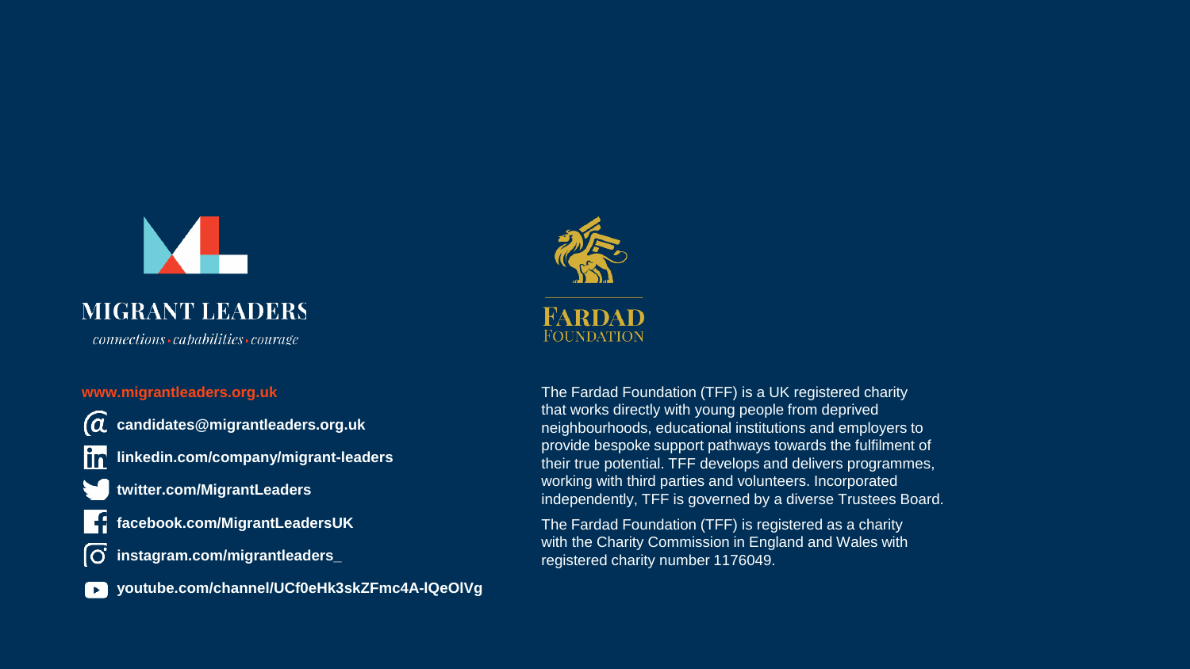MIGRANT LEADERS

*connections • capabilities • courage*

**www.migrantleaders.org.uk**

**candidates@migrantleaders.org.uk**

**linkedin.com/company/migrant-leaders**

**twitter.com/MigrantLeaders**

**facebook.com/MigrantLeadersUK**

**instagram.com/migrantleaders_**

**youtube.com/channel/UCf0eHk3skZFmc4A-lQeOlVg**

FARDAD FOUNDATION

The Fardad Foundation (TFF) is a UK registered charity that works directly with young people from deprived neighbourhoods, educational institutions and employers to provide bespoke support pathways towards the fulfilment of their true potential. TFF develops and delivers programmes, working with third parties and volunteers. Incorporated independently, TFF is governed by a diverse Trustees Board.

The Fardad Foundation (TFF) is registered as a charity with the Charity Commission in England and Wales with registered charity number 1176049.